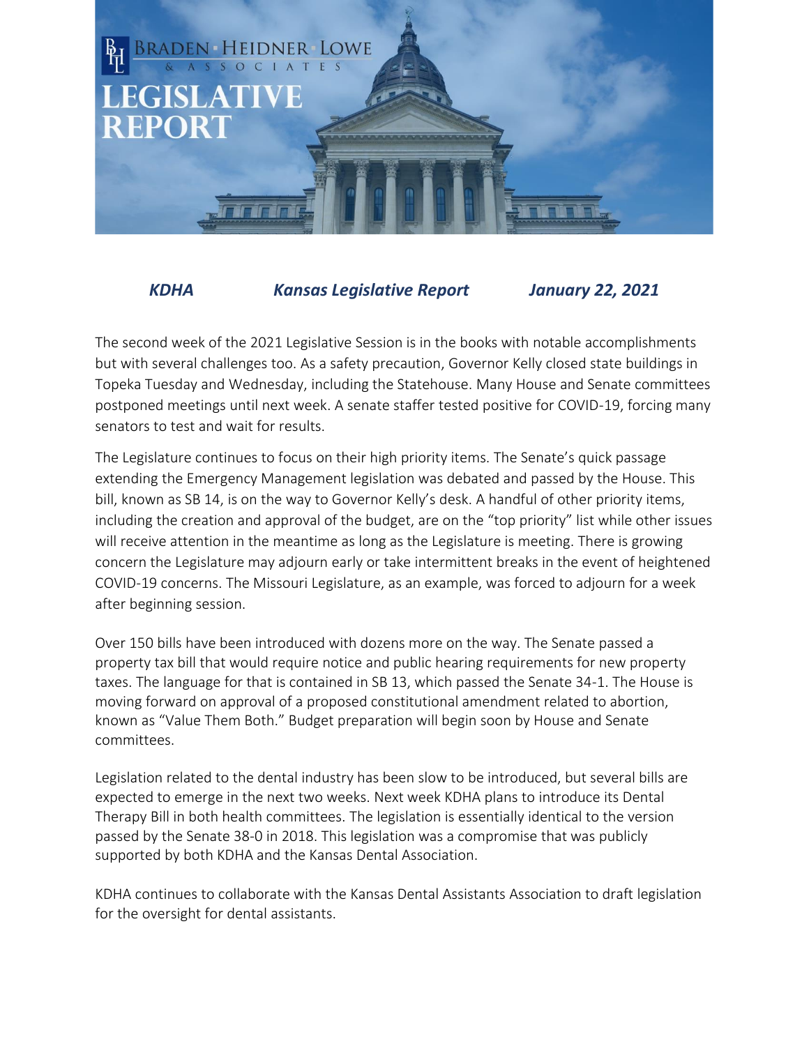# BRADEN · HEIDNER · LOWE & ASSOCIATES

# LEGISLATIVE REPORT

***KDHA*** ***Kansas Legislative Report*** ***January 22, 2021***

The second week of the 2021 Legislative Session is in the books with notable accomplishments but with several challenges too. As a safety precaution, Governor Kelly closed state buildings in Topeka Tuesday and Wednesday, including the Statehouse. Many House and Senate committees postponed meetings until next week. A senate staffer tested positive for COVID-19, forcing many senators to test and wait for results.

The Legislature continues to focus on their high priority items. The Senate's quick passage extending the Emergency Management legislation was debated and passed by the House. This bill, known as SB 14, is on the way to Governor Kelly's desk. A handful of other priority items, including the creation and approval of the budget, are on the "top priority" list while other issues will receive attention in the meantime as long as the Legislature is meeting. There is growing concern the Legislature may adjourn early or take intermittent breaks in the event of heightened COVID-19 concerns. The Missouri Legislature, as an example, was forced to adjourn for a week after beginning session.

Over 150 bills have been introduced with dozens more on the way. The Senate passed a property tax bill that would require notice and public hearing requirements for new property taxes. The language for that is contained in SB 13, which passed the Senate 34-1. The House is moving forward on approval of a proposed constitutional amendment related to abortion, known as "Value Them Both." Budget preparation will begin soon by House and Senate committees.

Legislation related to the dental industry has been slow to be introduced, but several bills are expected to emerge in the next two weeks. Next week KDHA plans to introduce its Dental Therapy Bill in both health committees. The legislation is essentially identical to the version passed by the Senate 38-0 in 2018. This legislation was a compromise that was publicly supported by both KDHA and the Kansas Dental Association.

KDHA continues to collaborate with the Kansas Dental Assistants Association to draft legislation for the oversight for dental assistants.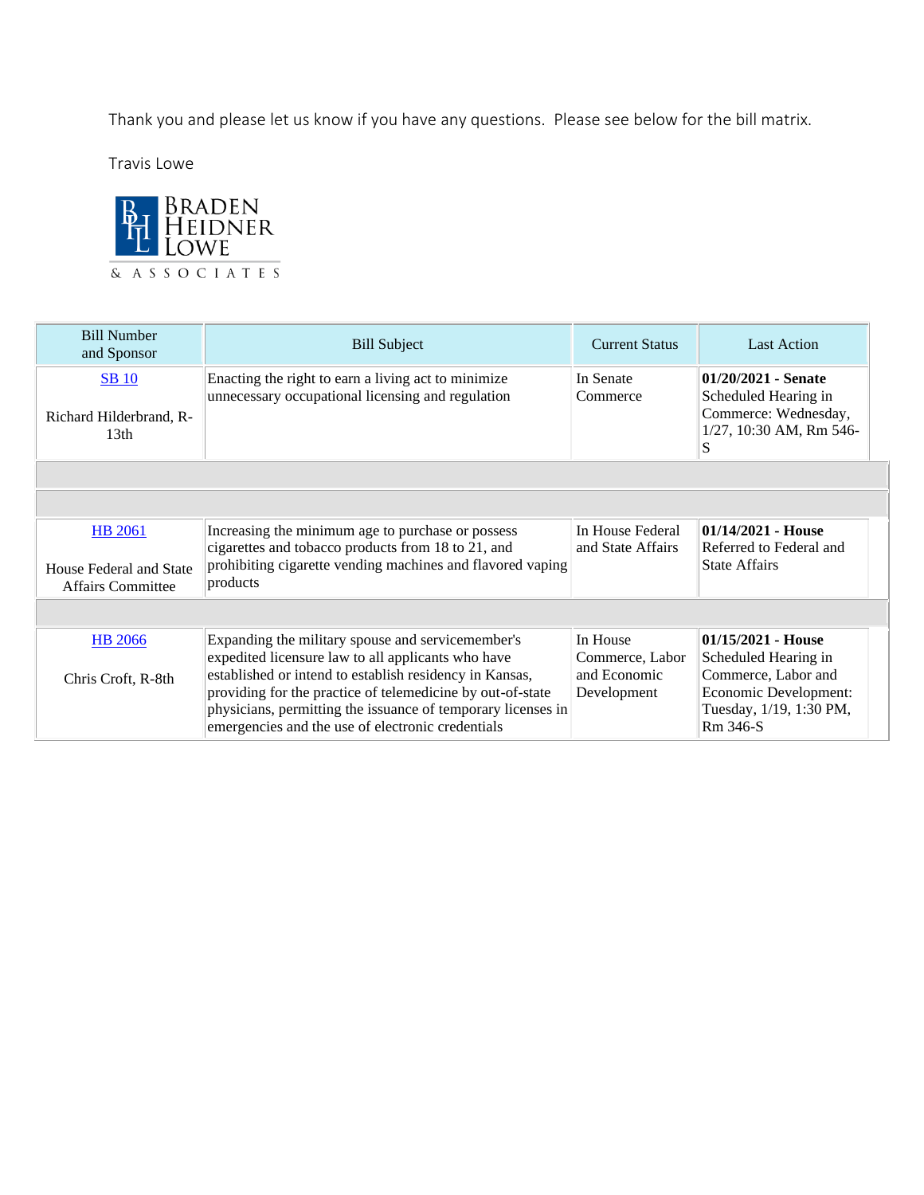Thank you and please let us know if you have any questions. Please see below for the bill matrix.

Travis Lowe

BRADEN HEIDNER LOWE & ASSOCIATES

| Bill Number and Sponsor | Bill Subject | Current Status | Last Action |
|---|---|---|---|
| [SB 10]<br><br>Richard Hilderbrand, R-13th | Enacting the right to earn a living act to minimize unnecessary occupational licensing and regulation | In Senate Commerce | **01/20/2021 - Senate** Scheduled Hearing in Commerce: Wednesday, 1/27, 10:30 AM, Rm 546-S |
| | | | |
| | | | |
| [HB 2061]<br><br>House Federal and State Affairs Committee | Increasing the minimum age to purchase or possess cigarettes and tobacco products from 18 to 21, and prohibiting cigarette vending machines and flavored vaping products | In House Federal and State Affairs | **01/14/2021 - House** Referred to Federal and State Affairs |
| | | | |
| [HB 2066]<br><br>Chris Croft, R-8th | Expanding the military spouse and servicemember's expedited licensure law to all applicants who have established or intend to establish residency in Kansas, providing for the practice of telemedicine by out-of-state physicians, permitting the issuance of temporary licenses in emergencies and the use of electronic credentials | In House Commerce, Labor and Economic Development | **01/15/2021 - House** Scheduled Hearing in Commerce, Labor and Economic Development: Tuesday, 1/19, 1:30 PM, Rm 346-S |